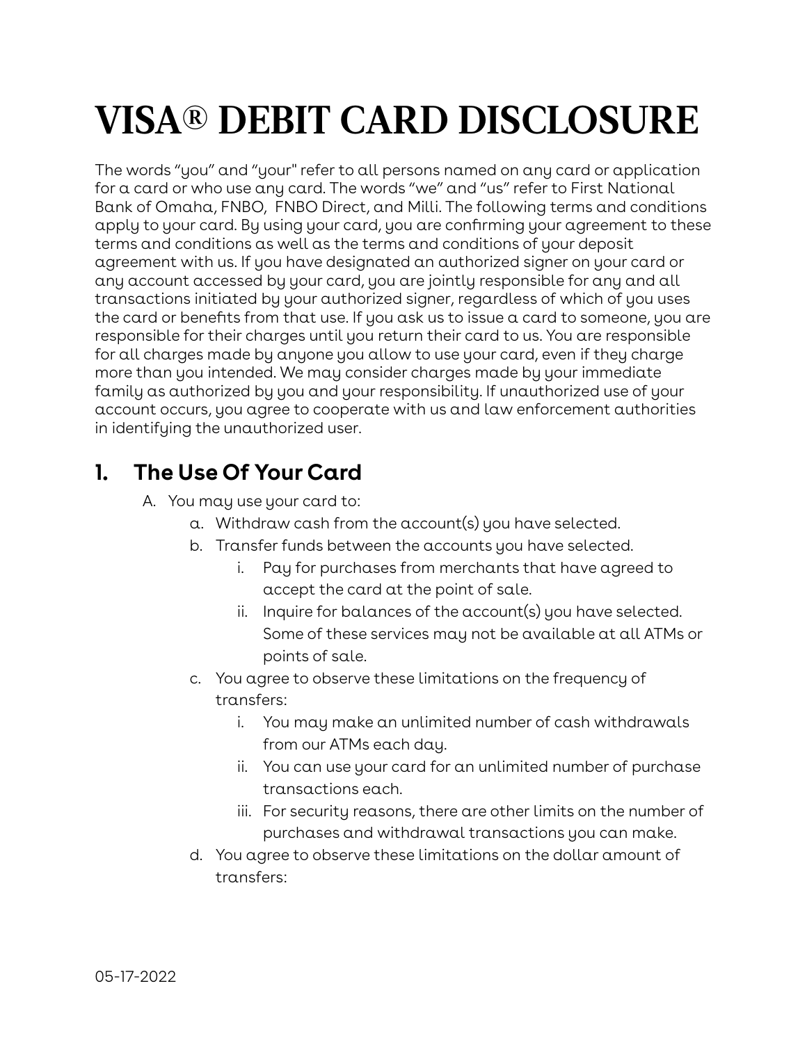# VISA® DEBIT CARD DISCLOSURE

The words "you" and "your" refer to all persons named on any card or application for a card or who use any card. The words "we" and "us" refer to First National Bank of Omaha, FNBO, FNBO Direct, and Milli. The following terms and conditions apply to your card. By using your card, you are confirming your agreement to these terms and conditions as well as the terms and conditions of your deposit agreement with us. If you have designated an authorized signer on your card or any account accessed by your card, you are jointly responsible for any and all transactions initiated by your authorized signer, regardless of which of you uses the card or benefits from that use. If you ask us to issue a card to someone, you are responsible for their charges until you return their card to us. You are responsible for all charges made by anyone you allow to use your card, even if they charge more than you intended. We may consider charges made by your immediate family as authorized by you and your responsibility. If unauthorized use of your account occurs, you agree to cooperate with us and law enforcement authorities in identifying the unauthorized user.

## 1. The Use Of Your Card

A. You may use your card to:

   a. Withdraw cash from the account(s) you have selected.

   b. Transfer funds between the accounts you have selected.

      i. Pay for purchases from merchants that have agreed to accept the card at the point of sale.

      ii. Inquire for balances of the account(s) you have selected. Some of these services may not be available at all ATMs or points of sale.

   c. You agree to observe these limitations on the frequency of transfers:

      i. You may make an unlimited number of cash withdrawals from our ATMs each day.

      ii. You can use your card for an unlimited number of purchase transactions each.

      iii. For security reasons, there are other limits on the number of purchases and withdrawal transactions you can make.

   d. You agree to observe these limitations on the dollar amount of transfers: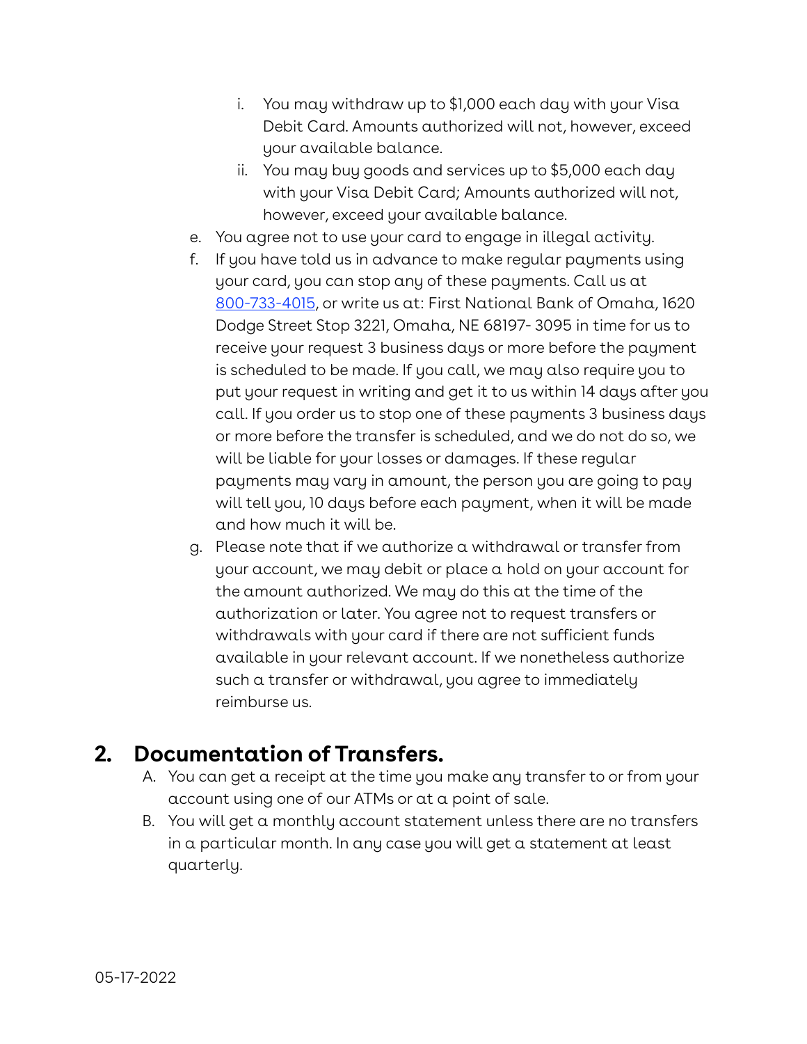i. You may withdraw up to $1,000 each day with your Visa Debit Card. Amounts authorized will not, however, exceed your available balance.
   ii. You may buy goods and services up to $5,000 each day with your Visa Debit Card; Amounts authorized will not, however, exceed your available balance.

e. You agree not to use your card to engage in illegal activity.

f. If you have told us in advance to make regular payments using your card, you can stop any of these payments. Call us at [800-733-4015](tel:800-733-4015), or write us at: First National Bank of Omaha, 1620 Dodge Street Stop 3221, Omaha, NE 68197- 3095 in time for us to receive your request 3 business days or more before the payment is scheduled to be made. If you call, we may also require you to put your request in writing and get it to us within 14 days after you call. If you order us to stop one of these payments 3 business days or more before the transfer is scheduled, and we do not do so, we will be liable for your losses or damages. If these regular payments may vary in amount, the person you are going to pay will tell you, 10 days before each payment, when it will be made and how much it will be.

g. Please note that if we authorize a withdrawal or transfer from your account, we may debit or place a hold on your account for the amount authorized. We may do this at the time of the authorization or later. You agree not to request transfers or withdrawals with your card if there are not sufficient funds available in your relevant account. If we nonetheless authorize such a transfer or withdrawal, you agree to immediately reimburse us.

## 2. Documentation of Transfers.

A. You can get a receipt at the time you make any transfer to or from your account using one of our ATMs or at a point of sale.

B. You will get a monthly account statement unless there are no transfers in a particular month. In any case you will get a statement at least quarterly.

05-17-2022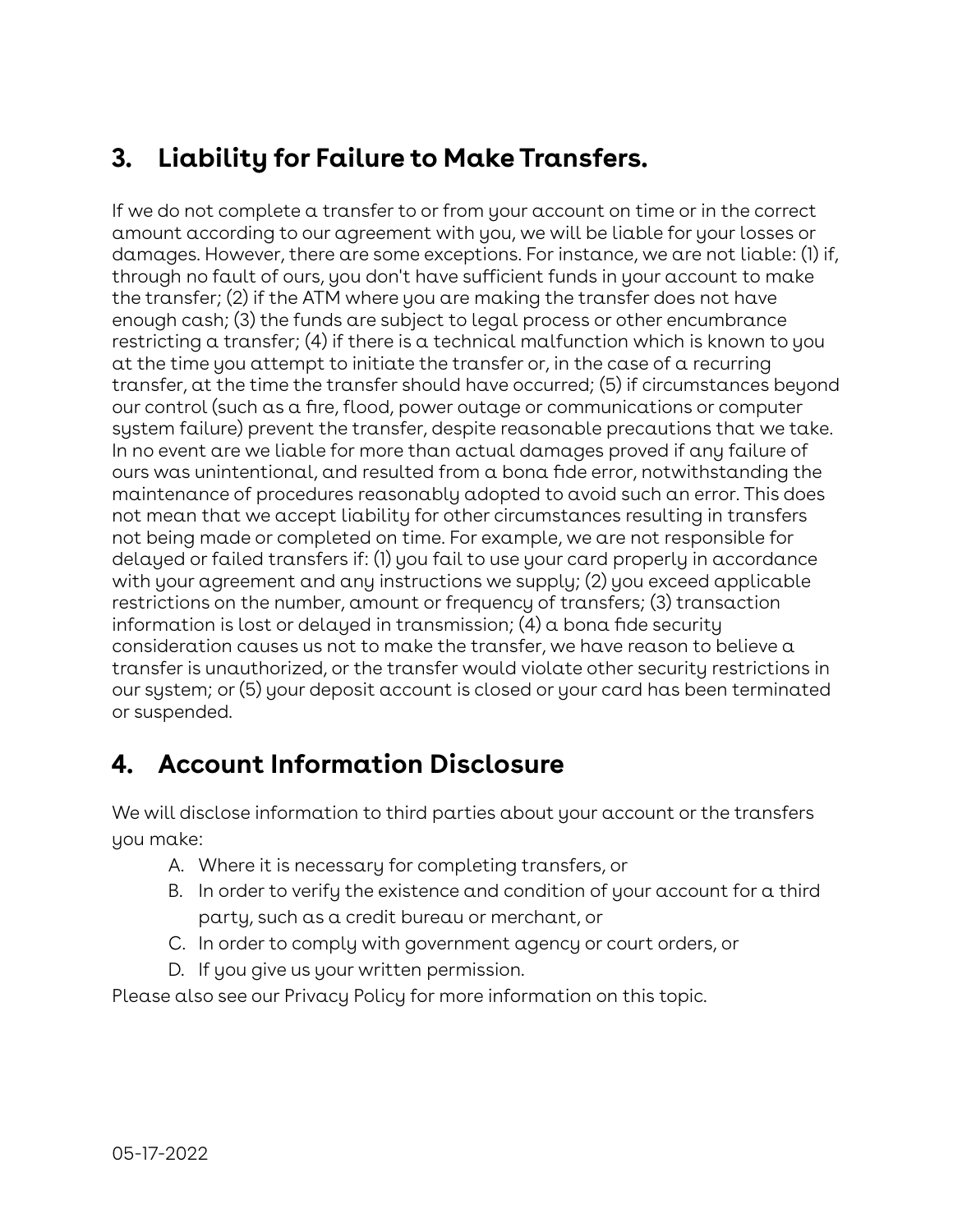## 3. Liability for Failure to Make Transfers.

If we do not complete a transfer to or from your account on time or in the correct amount according to our agreement with you, we will be liable for your losses or damages. However, there are some exceptions. For instance, we are not liable: (1) if, through no fault of ours, you don't have sufficient funds in your account to make the transfer; (2) if the ATM where you are making the transfer does not have enough cash; (3) the funds are subject to legal process or other encumbrance restricting a transfer; (4) if there is a technical malfunction which is known to you at the time you attempt to initiate the transfer or, in the case of a recurring transfer, at the time the transfer should have occurred; (5) if circumstances beyond our control (such as a fire, flood, power outage or communications or computer system failure) prevent the transfer, despite reasonable precautions that we take. In no event are we liable for more than actual damages proved if any failure of ours was unintentional, and resulted from a bona fide error, notwithstanding the maintenance of procedures reasonably adopted to avoid such an error. This does not mean that we accept liability for other circumstances resulting in transfers not being made or completed on time. For example, we are not responsible for delayed or failed transfers if: (1) you fail to use your card properly in accordance with your agreement and any instructions we supply; (2) you exceed applicable restrictions on the number, amount or frequency of transfers; (3) transaction information is lost or delayed in transmission; (4) a bona fide security consideration causes us not to make the transfer, we have reason to believe a transfer is unauthorized, or the transfer would violate other security restrictions in our system; or (5) your deposit account is closed or your card has been terminated or suspended.

## 4. Account Information Disclosure

We will disclose information to third parties about your account or the transfers you make:

A. Where it is necessary for completing transfers, or
B. In order to verify the existence and condition of your account for a third party, such as a credit bureau or merchant, or
C. In order to comply with government agency or court orders, or
D. If you give us your written permission.

Please also see our Privacy Policy for more information on this topic.

05-17-2022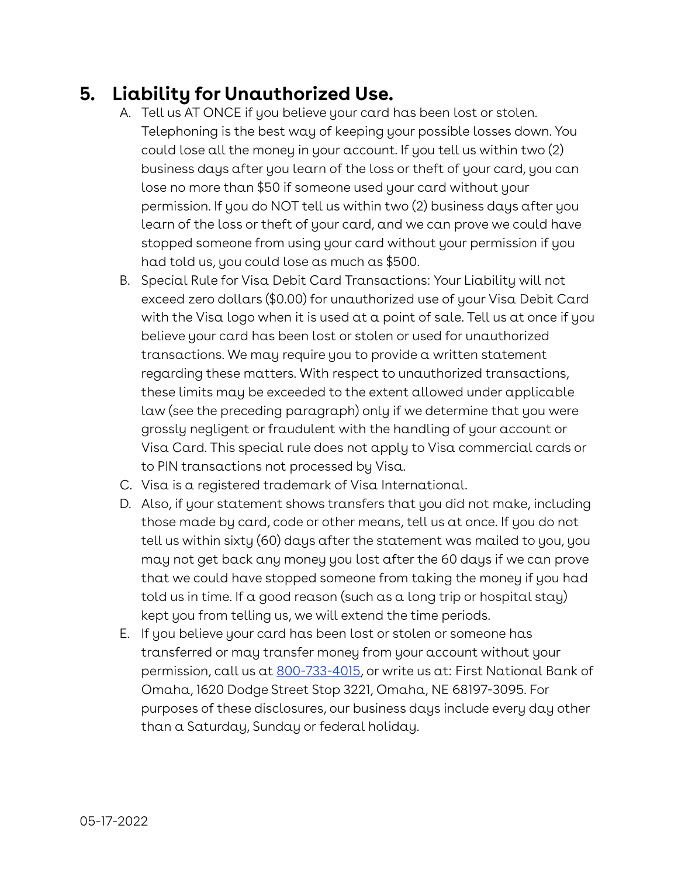## 5. Liability for Unauthorized Use.

A. Tell us AT ONCE if you believe your card has been lost or stolen. Telephoning is the best way of keeping your possible losses down. You could lose all the money in your account. If you tell us within two (2) business days after you learn of the loss or theft of your card, you can lose no more than $50 if someone used your card without your permission. If you do NOT tell us within two (2) business days after you learn of the loss or theft of your card, and we can prove we could have stopped someone from using your card without your permission if you had told us, you could lose as much as $500.

B. Special Rule for Visa Debit Card Transactions: Your Liability will not exceed zero dollars ($0.00) for unauthorized use of your Visa Debit Card with the Visa logo when it is used at a point of sale. Tell us at once if you believe your card has been lost or stolen or used for unauthorized transactions. We may require you to provide a written statement regarding these matters. With respect to unauthorized transactions, these limits may be exceeded to the extent allowed under applicable law (see the preceding paragraph) only if we determine that you were grossly negligent or fraudulent with the handling of your account or Visa Card. This special rule does not apply to Visa commercial cards or to PIN transactions not processed by Visa.

C. Visa is a registered trademark of Visa International.

D. Also, if your statement shows transfers that you did not make, including those made by card, code or other means, tell us at once. If you do not tell us within sixty (60) days after the statement was mailed to you, you may not get back any money you lost after the 60 days if we can prove that we could have stopped someone from taking the money if you had told us in time. If a good reason (such as a long trip or hospital stay) kept you from telling us, we will extend the time periods.

E. If you believe your card has been lost or stolen or someone has transferred or may transfer money from your account without your permission, call us at 800-733-4015, or write us at: First National Bank of Omaha, 1620 Dodge Street Stop 3221, Omaha, NE 68197-3095. For purposes of these disclosures, our business days include every day other than a Saturday, Sunday or federal holiday.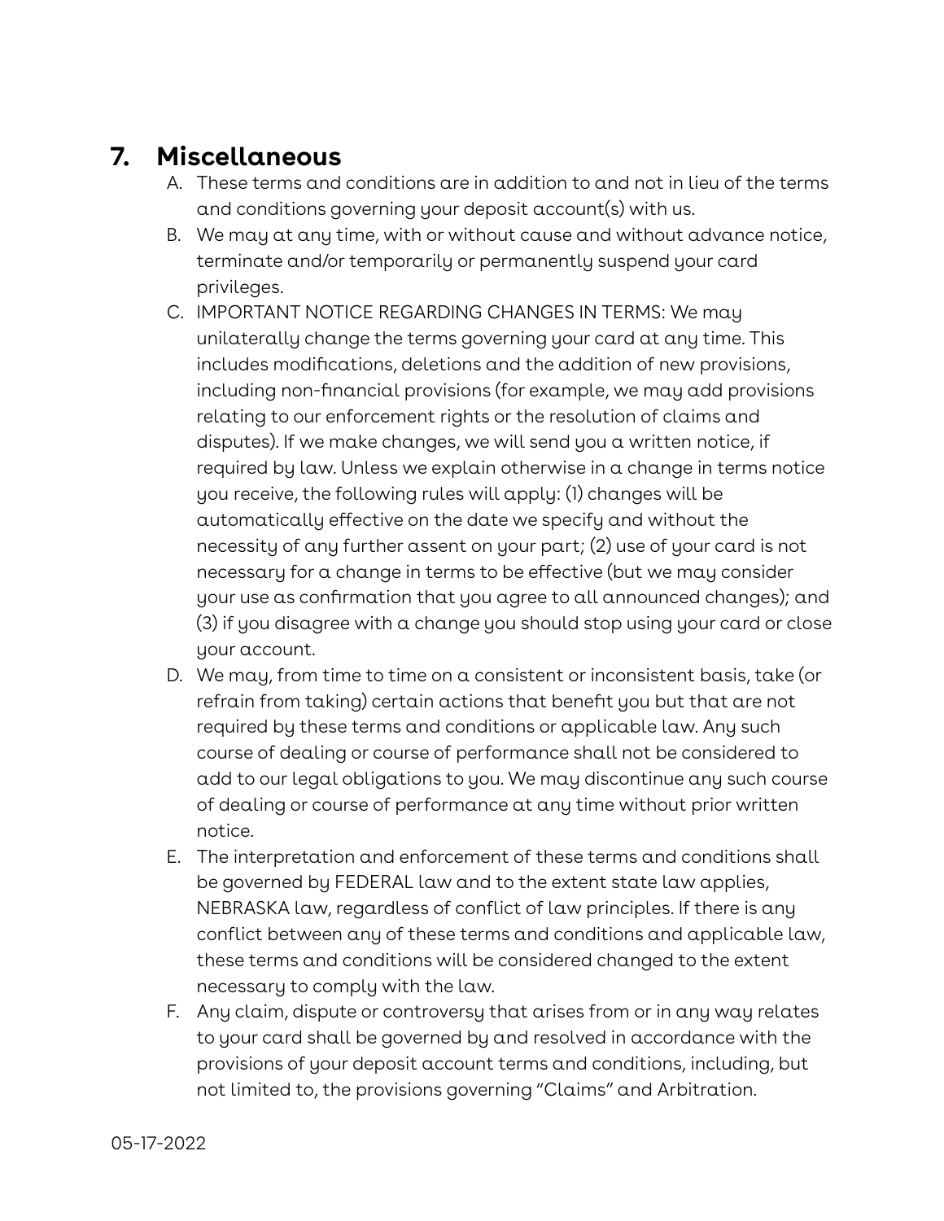## 7. Miscellaneous

A. These terms and conditions are in addition to and not in lieu of the terms and conditions governing your deposit account(s) with us.

B. We may at any time, with or without cause and without advance notice, terminate and/or temporarily or permanently suspend your card privileges.

C. IMPORTANT NOTICE REGARDING CHANGES IN TERMS: We may unilaterally change the terms governing your card at any time. This includes modifications, deletions and the addition of new provisions, including non-financial provisions (for example, we may add provisions relating to our enforcement rights or the resolution of claims and disputes). If we make changes, we will send you a written notice, if required by law. Unless we explain otherwise in a change in terms notice you receive, the following rules will apply: (1) changes will be automatically effective on the date we specify and without the necessity of any further assent on your part; (2) use of your card is not necessary for a change in terms to be effective (but we may consider your use as confirmation that you agree to all announced changes); and (3) if you disagree with a change you should stop using your card or close your account.

D. We may, from time to time on a consistent or inconsistent basis, take (or refrain from taking) certain actions that benefit you but that are not required by these terms and conditions or applicable law. Any such course of dealing or course of performance shall not be considered to add to our legal obligations to you. We may discontinue any such course of dealing or course of performance at any time without prior written notice.

E. The interpretation and enforcement of these terms and conditions shall be governed by FEDERAL law and to the extent state law applies, NEBRASKA law, regardless of conflict of law principles. If there is any conflict between any of these terms and conditions and applicable law, these terms and conditions will be considered changed to the extent necessary to comply with the law.

F. Any claim, dispute or controversy that arises from or in any way relates to your card shall be governed by and resolved in accordance with the provisions of your deposit account terms and conditions, including, but not limited to, the provisions governing "Claims" and Arbitration.

05-17-2022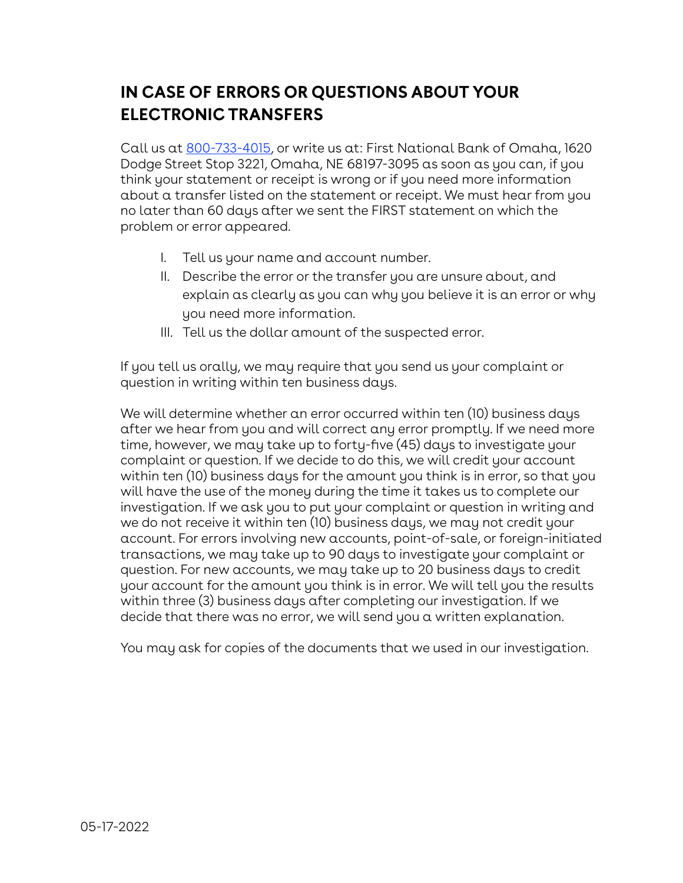## IN CASE OF ERRORS OR QUESTIONS ABOUT YOUR ELECTRONIC TRANSFERS

Call us at 800-733-4015, or write us at: First National Bank of Omaha, 1620 Dodge Street Stop 3221, Omaha, NE 68197-3095 as soon as you can, if you think your statement or receipt is wrong or if you need more information about a transfer listed on the statement or receipt. We must hear from you no later than 60 days after we sent the FIRST statement on which the problem or error appeared.

I. Tell us your name and account number.
II. Describe the error or the transfer you are unsure about, and explain as clearly as you can why you believe it is an error or why you need more information.
III. Tell us the dollar amount of the suspected error.

If you tell us orally, we may require that you send us your complaint or question in writing within ten business days.

We will determine whether an error occurred within ten (10) business days after we hear from you and will correct any error promptly. If we need more time, however, we may take up to forty-five (45) days to investigate your complaint or question. If we decide to do this, we will credit your account within ten (10) business days for the amount you think is in error, so that you will have the use of the money during the time it takes us to complete our investigation. If we ask you to put your complaint or question in writing and we do not receive it within ten (10) business days, we may not credit your account. For errors involving new accounts, point-of-sale, or foreign-initiated transactions, we may take up to 90 days to investigate your complaint or question. For new accounts, we may take up to 20 business days to credit your account for the amount you think is in error. We will tell you the results within three (3) business days after completing our investigation. If we decide that there was no error, we will send you a written explanation.

You may ask for copies of the documents that we used in our investigation.

05-17-2022